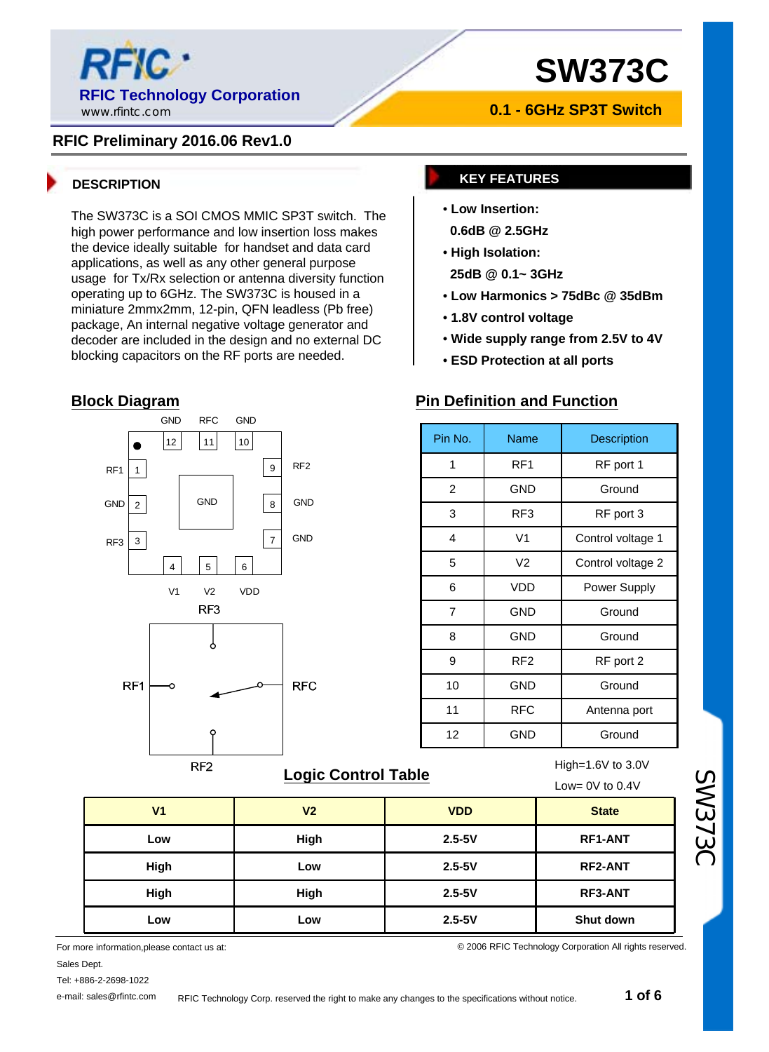# SW373C

**0.1 - 6GHz SP3T Switch**

RFIC Technology Corporation
www.rfintc.com

**RFIC Preliminary 2016.06 Rev1.0**

## DESCRIPTION

The SW373C is a SOI CMOS MMIC SP3T switch. The high power performance and low insertion loss makes the device ideally suitable for handset and data card applications, as well as any other general purpose usage for Tx/Rx selection or antenna diversity function operating up to 6GHz. The SW373C is housed in a miniature 2mmx2mm, 12-pin, QFN leadless (Pb free) package, An internal negative voltage generator and decoder are included in the design and no external DC blocking capacitors on the RF ports are needed.

## KEY FEATURES

- **Low Insertion:**
  **0.6dB @ 2.5GHz**
- **High Isolation:**
  **25dB @ 0.1~ 3GHz**
- **Low Harmonics > 75dBc @ 35dBm**
- **1.8V control voltage**
- **Wide supply range from 2.5V to 4V**
- **ESD Protection at all ports**

## Block Diagram

## Pin Definition and Function

| Pin No. | Name | Description |
|---|---|---|
| 1 | RF1 | RF port 1 |
| 2 | GND | Ground |
| 3 | RF3 | RF port 3 |
| 4 | V1 | Control voltage 1 |
| 5 | V2 | Control voltage 2 |
| 6 | VDD | Power Supply |
| 7 | GND | Ground |
| 8 | GND | Ground |
| 9 | RF2 | RF port 2 |
| 10 | GND | Ground |
| 11 | RFC | Antenna port |
| 12 | GND | Ground |

## Logic Control Table

High=1.6V to 3.0V
Low= 0V to 0.4V

| V1 | V2 | VDD | State |
|---|---|---|---|
| Low | High | 2.5-5V | RF1-ANT |
| High | Low | 2.5-5V | RF2-ANT |
| High | High | 2.5-5V | RF3-ANT |
| Low | Low | 2.5-5V | Shut down |

For more information,please contact us at:
Sales Dept.
Tel: +886-2-2698-1022
e-mail: sales@rfintc.com

© 2006 RFIC Technology Corporation All rights reserved.

RFIC Technology Corp. reserved the right to make any changes to the specifications without notice.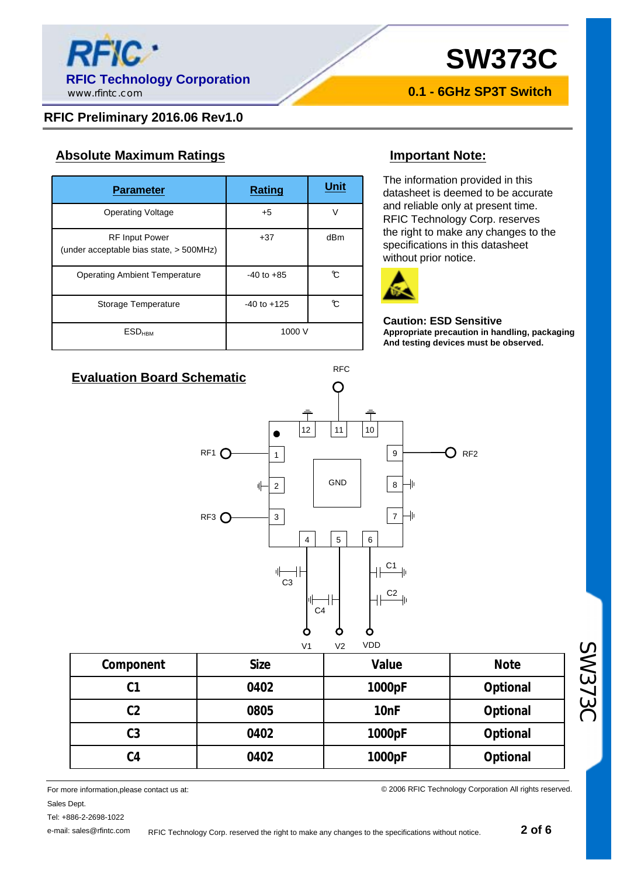## Absolute Maximum Ratings

| Parameter | Rating | Unit |
|---|---|---|
| Operating Voltage | +5 | V |
| RF Input Power (under acceptable bias state, > 500MHz) | +37 | dBm |
| Operating Ambient Temperature | -40 to +85 | ℃ |
| Storage Temperature | -40 to +125 | ℃ |
| $ESD_{HBM}$ | 1000 V | |

## Important Note:

The information provided in this datasheet is deemed to be accurate and reliable only at present time. RFIC Technology Corp. reserves the right to make any changes to the specifications in this datasheet without prior notice.

**Caution: ESD Sensitive**
**Appropriate precaution in handling, packaging And testing devices must be observed.**

## Evaluation Board Schematic

| Component | Size | Value | Note |
|---|---|---|---|
| C1 | 0402 | 1000pF | Optional |
| C2 | 0805 | 10nF | Optional |
| C3 | 0402 | 1000pF | Optional |
| C4 | 0402 | 1000pF | Optional |

For more information,please contact us at:
Sales Dept.
Tel: +886-2-2698-1022
e-mail: sales@rfintc.com

© 2006 RFIC Technology Corporation All rights reserved.

RFIC Technology Corp. reserved the right to make any changes to the specifications without notice.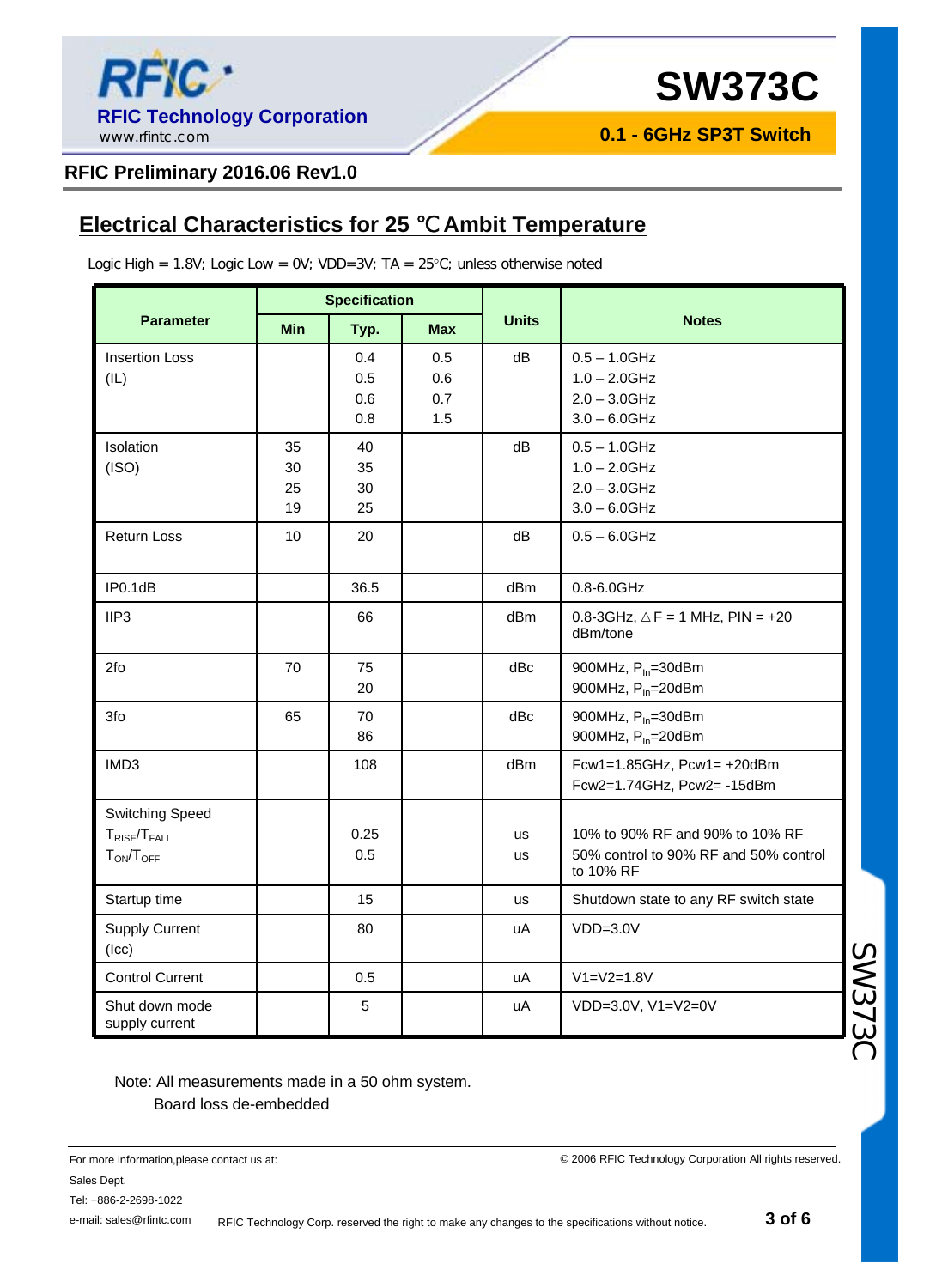## Electrical Characteristics for 25 ℃ Ambit Temperature

Logic High = 1.8V; Logic Low = 0V; VDD=3V; TA = 25°C; unless otherwise noted

| Parameter | Specification | | | Units | Notes |
|---|---|---|---|---|---|
| | Min | Typ. | Max | | |
| Insertion Loss (IL) | | 0.4<br>0.5<br>0.6<br>0.8 | 0.5<br>0.6<br>0.7<br>1.5 | dB | 0.5 – 1.0GHz<br>1.0 – 2.0GHz<br>2.0 – 3.0GHz<br>3.0 – 6.0GHz |
| Isolation (ISO) | 35<br>30<br>25<br>19 | 40<br>35<br>30<br>25 | | dB | 0.5 – 1.0GHz<br>1.0 – 2.0GHz<br>2.0 – 3.0GHz<br>3.0 – 6.0GHz |
| Return Loss | 10 | 20 | | dB | 0.5 – 6.0GHz |
| IP0.1dB | | 36.5 | | dBm | 0.8-6.0GHz |
| IIP3 | | 66 | | dBm | 0.8-3GHz, △F = 1 MHz, PIN = +20 dBm/tone |
| 2fo | 70 | 75<br>20 | | dBc | 900MHz, $P_{In}$=30dBm<br>900MHz, $P_{In}$=20dBm |
| 3fo | 65 | 70<br>86 | | dBc | 900MHz, $P_{In}$=30dBm<br>900MHz, $P_{In}$=20dBm |
| IMD3 | | 108 | | dBm | Fcw1=1.85GHz, Pcw1= +20dBm<br>Fcw2=1.74GHz, Pcw2= -15dBm |
| Switching Speed<br>$T_{RISE}/T_{FALL}$<br>$T_{ON}/T_{OFF}$ | | 0.25<br>0.5 | | us<br>us | 10% to 90% RF and 90% to 10% RF<br>50% control to 90% RF and 50% control to 10% RF |
| Startup time | | 15 | | us | Shutdown state to any RF switch state |
| Supply Current (Icc) | | 80 | | uA | VDD=3.0V |
| Control Current | | 0.5 | | uA | V1=V2=1.8V |
| Shut down mode supply current | | 5 | | uA | VDD=3.0V, V1=V2=0V |

Note: All measurements made in a 50 ohm system.
Board loss de-embedded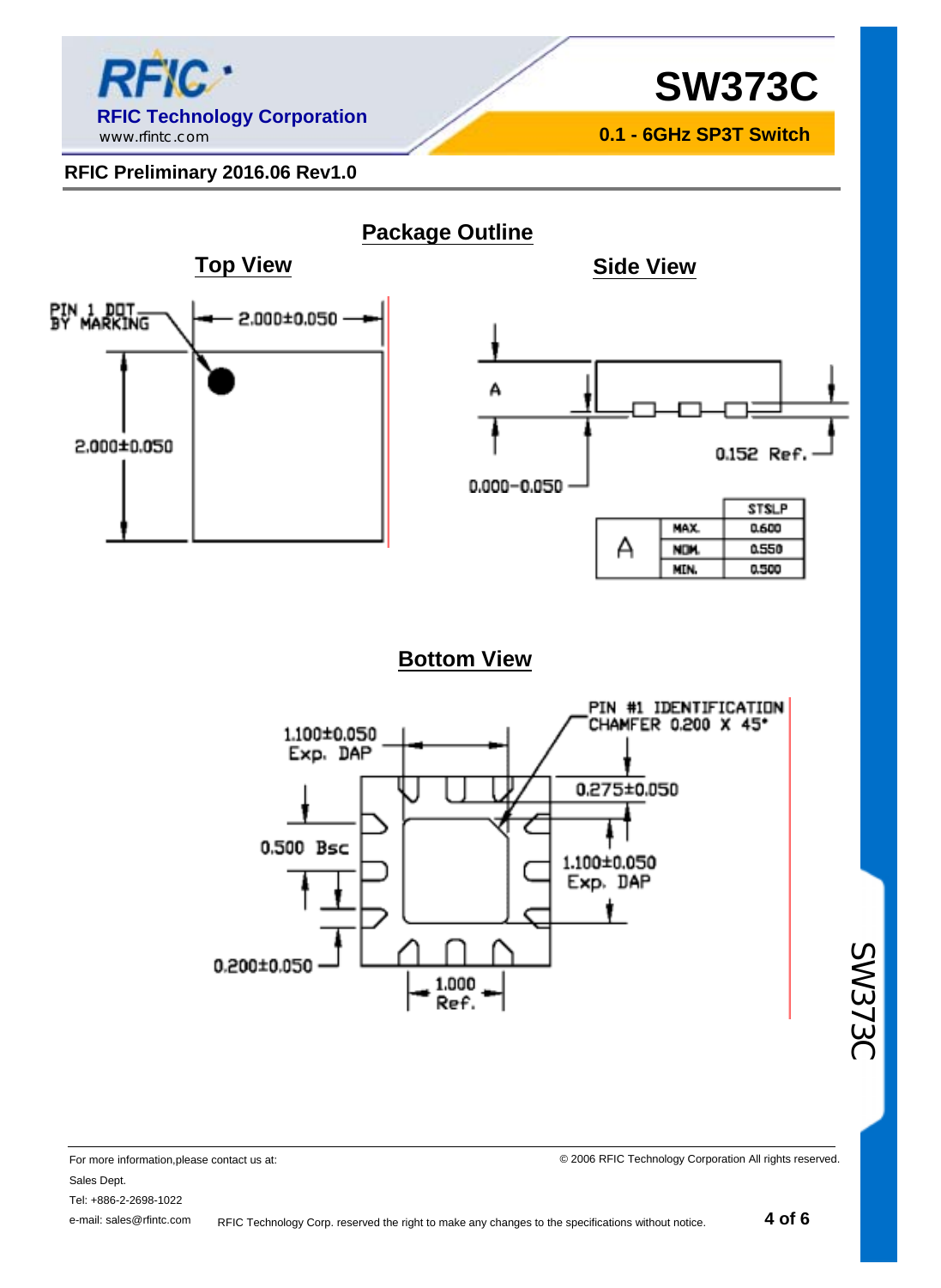RFIC Preliminary 2016.06 Rev1.0

## Package Outline

### Top View

PIN 1 DOT BY MARKING

2.000±0.050

2.000±0.050

### Side View

A

0.000–0.050

0.152 Ref.

| | | STSLP |
|---|---|---|
| A | MAX. | 0.600 |
| | NOM. | 0.550 |
| | MIN. | 0.500 |

### Bottom View

1.100±0.050 Exp. DAP

PIN #1 IDENTIFICATION CHAMFER 0.200 X 45°

0.275±0.050

0.500 Bsc

1.100±0.050 Exp. DAP

0.200±0.050

1.000 Ref.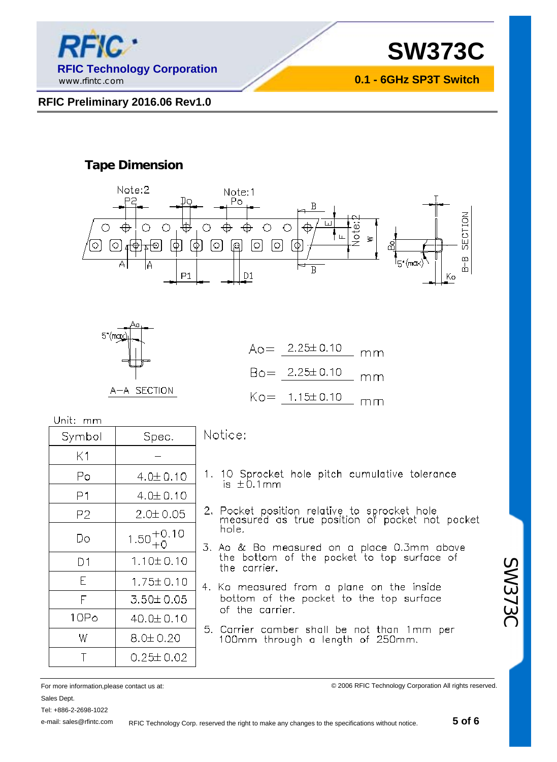## Tape Dimension

A–A SECTION

Ao= 2.25± 0.10 mm

Bo= 2.25± 0.10 mm

Ko= 1.15± 0.10 mm

Unit: mm

| Symbol | Spec. |
|---|---|
| K1 | – |
| Po | 4.0± 0.10 |
| P1 | 4.0± 0.10 |
| P2 | 2.0± 0.05 |
| Do | $1.50^{+0.10}_{+0}$ |
| D1 | 1.10± 0.10 |
| E | 1.75± 0.10 |
| F | 3.50± 0.05 |
| 10Po | 40.0± 0.10 |
| W | 8.0± 0.20 |
| T | 0.25± 0.02 |

Notice:

1. 10 Sprocket hole pitch cumulative tolerance is ±0.1mm
2. Pocket position relative to sprocket hole measured as true position of pocket not pocket hole.
3. Ao & Bo measured on a place 0.3mm above the bottom of the pocket to top surface of the carrier.
4. Ko measured from a plane on the inside bottom of the pocket to the top surface of the carrier.
5. Carrier camber shall be not than 1mm per 100mm through a length of 250mm.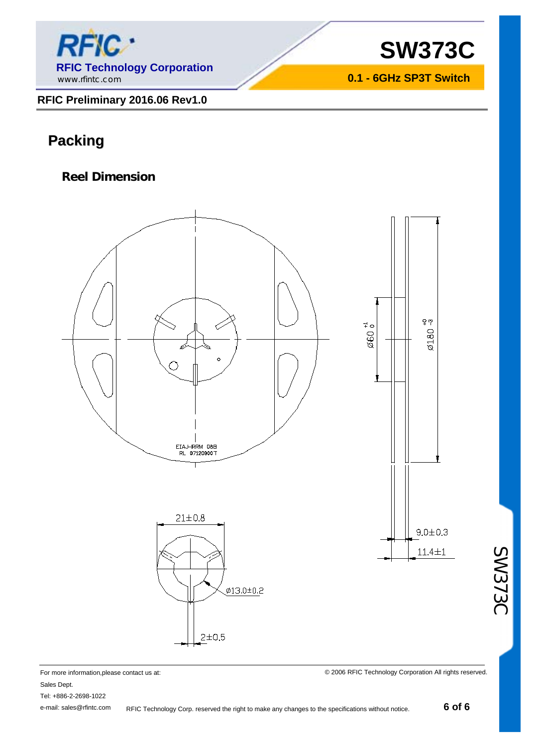## Packing

### Reel Dimension

EIAJ-RRM 08B
RL 07120900 T

Ø60 $^{+1}_{0}$

Ø180 $^{+0}_{-3}$

9.0±0.3

11.4±1

21±0.8

Ø13.0±0.2

2±0.5

For more information,please contact us at:

Sales Dept.

Tel: +886-2-2698-1022

e-mail: sales@rfintc.com

© 2006 RFIC Technology Corporation All rights reserved.

RFIC Technology Corp. reserved the right to make any changes to the specifications without notice.